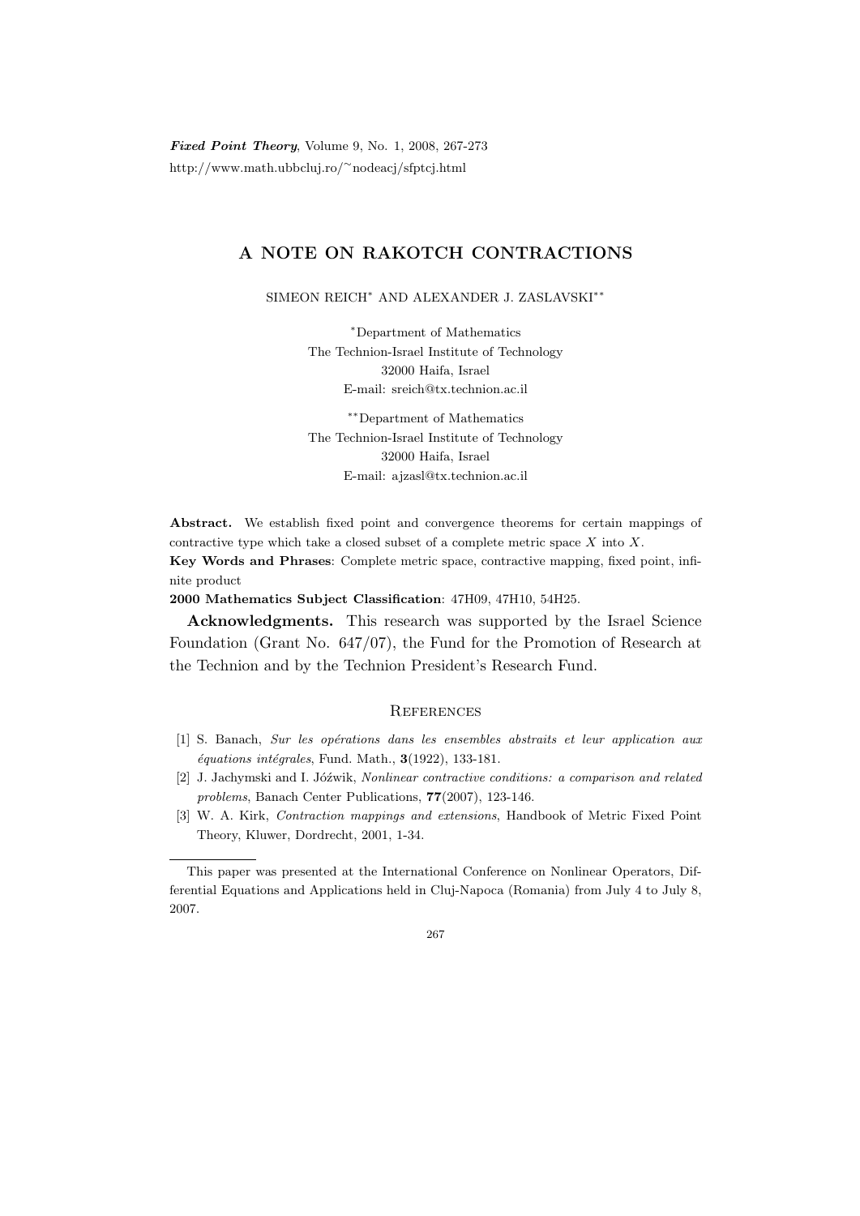# A NOTE ON RAKOTCH CONTRACTIONS

SIMEON REICH[*] AND ALEXANDER J. ZASLAVSKI[**]

[*]Department of Mathematics
The Technion-Israel Institute of Technology
32000 Haifa, Israel
E-mail: sreich@tx.technion.ac.il

[**]Department of Mathematics
The Technion-Israel Institute of Technology
32000 Haifa, Israel
E-mail: ajzasl@tx.technion.ac.il

**Abstract.** We establish fixed point and convergence theorems for certain mappings of contractive type which take a closed subset of a complete metric space $X$ into $X$.

**Key Words and Phrases**: Complete metric space, contractive mapping, fixed point, infinite product

**2000 Mathematics Subject Classification**: 47H09, 47H10, 54H25.

**Acknowledgments.** This research was supported by the Israel Science Foundation (Grant No. 647/07), the Fund for the Promotion of Research at the Technion and by the Technion President's Research Fund.

## References

[1] S. Banach, *Sur les opérations dans les ensembles abstraits et leur application aux équations intégrales*, Fund. Math., **3**(1922), 133-181.

[2] J. Jachymski and I. Jóźwik, *Nonlinear contractive conditions: a comparison and related problems*, Banach Center Publications, **77**(2007), 123-146.

[3] W. A. Kirk, *Contraction mappings and extensions*, Handbook of Metric Fixed Point Theory, Kluwer, Dordrecht, 2001, 1-34.

---

This paper was presented at the International Conference on Nonlinear Operators, Differential Equations and Applications held in Cluj-Napoca (Romania) from July 4 to July 8, 2007.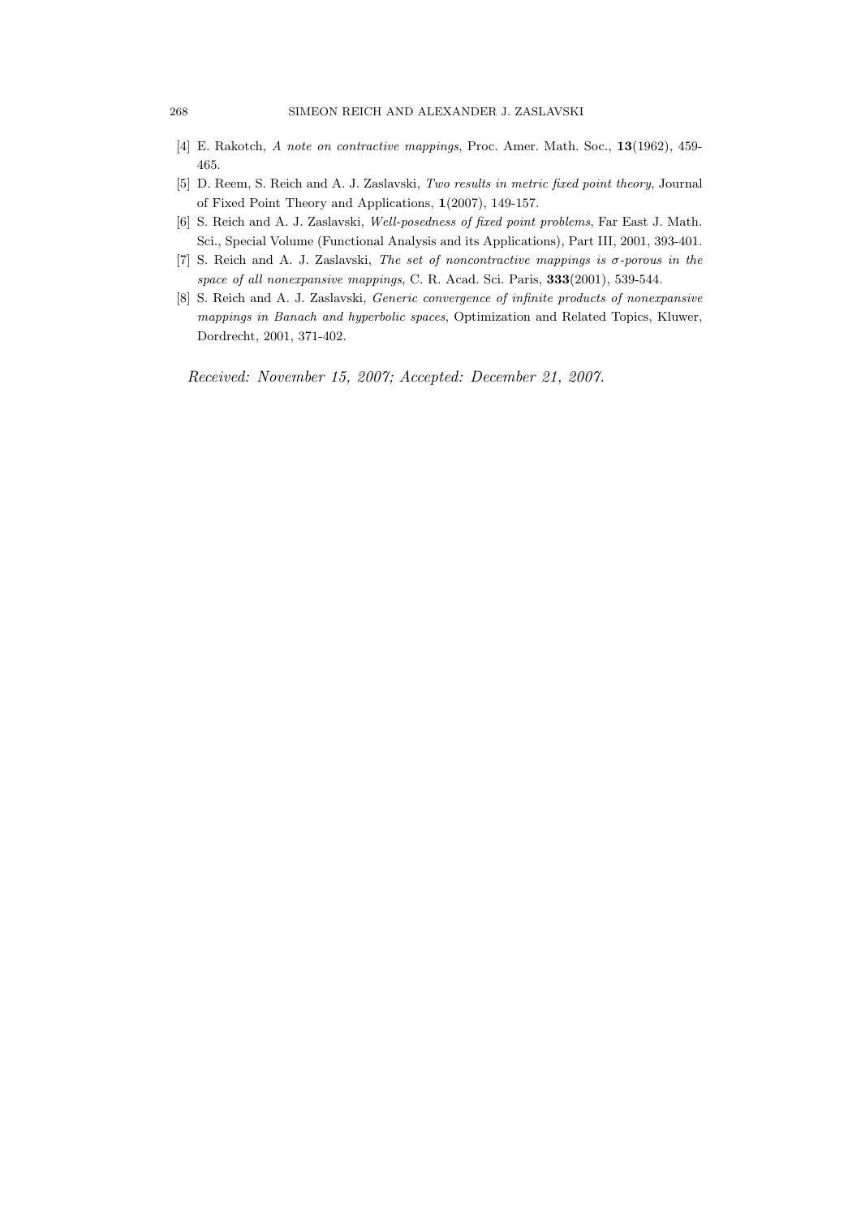[4] E. Rakotch, *A note on contractive mappings*, Proc. Amer. Math. Soc., **13**(1962), 459-465.

[5] D. Reem, S. Reich and A. J. Zaslavski, *Two results in metric fixed point theory*, Journal of Fixed Point Theory and Applications, **1**(2007), 149-157.

[6] S. Reich and A. J. Zaslavski, *Well-posedness of fixed point problems*, Far East J. Math. Sci., Special Volume (Functional Analysis and its Applications), Part III, 2001, 393-401.

[7] S. Reich and A. J. Zaslavski, *The set of noncontractive mappings is $\sigma$-porous in the space of all nonexpansive mappings*, C. R. Acad. Sci. Paris, **333**(2001), 539-544.

[8] S. Reich and A. J. Zaslavski, *Generic convergence of infinite products of nonexpansive mappings in Banach and hyperbolic spaces*, Optimization and Related Topics, Kluwer, Dordrecht, 2001, 371-402.

*Received: November 15, 2007; Accepted: December 21, 2007.*